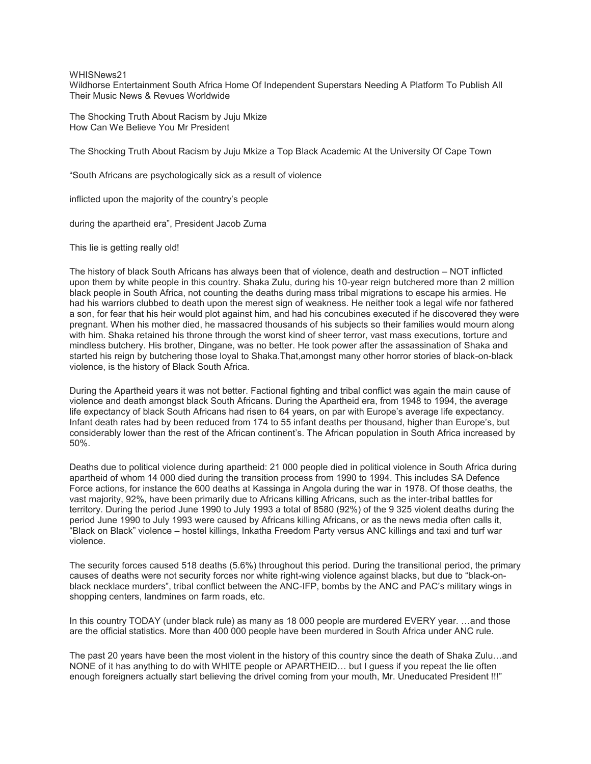WHISNews21

Wildhorse Entertainment South Africa Home Of Independent Superstars Needing A Platform To Publish All Their Music News & Revues Worldwide

The Shocking Truth About Racism by Juju Mkize

How Can We Believe You Mr President

The Shocking Truth About Racism by Juju Mkize a Top Black Academic At the University Of Cape Town

“South Africans are psychologically sick as a result of violence

inflicted upon the majority of the country’s people

during the apartheid era”, President Jacob Zuma

This lie is getting really old!

The history of black South Africans has always been that of violence, death and destruction – NOT inflicted upon them by white people in this country. Shaka Zulu, during his 10-year reign butchered more than 2 million black people in South Africa, not counting the deaths during mass tribal migrations to escape his armies. He had his warriors clubbed to death upon the merest sign of weakness. He neither took a legal wife nor fathered a son, for fear that his heir would plot against him, and had his concubines executed if he discovered they were pregnant. When his mother died, he massacred thousands of his subjects so their families would mourn along with him. Shaka retained his throne through the worst kind of sheer terror, vast mass executions, torture and mindless butchery. His brother, Dingane, was no better. He took power after the assassination of Shaka and started his reign by butchering those loyal to Shaka.That,amongst many other horror stories of black-on-black violence, is the history of Black South Africa.

During the Apartheid years it was not better. Factional fighting and tribal conflict was again the main cause of violence and death amongst black South Africans. During the Apartheid era, from 1948 to 1994, the average life expectancy of black South Africans had risen to 64 years, on par with Europe’s average life expectancy. Infant death rates had by been reduced from 174 to 55 infant deaths per thousand, higher than Europe’s, but considerably lower than the rest of the African continent’s. The African population in South Africa increased by 50%.

Deaths due to political violence during apartheid: 21 000 people died in political violence in South Africa during apartheid of whom 14 000 died during the transition process from 1990 to 1994. This includes SA Defence Force actions, for instance the 600 deaths at Kassinga in Angola during the war in 1978. Of those deaths, the vast majority, 92%, have been primarily due to Africans killing Africans, such as the inter-tribal battles for territory. During the period June 1990 to July 1993 a total of 8580 (92%) of the 9 325 violent deaths during the period June 1990 to July 1993 were caused by Africans killing Africans, or as the news media often calls it, “Black on Black” violence – hostel killings, Inkatha Freedom Party versus ANC killings and taxi and turf war violence.

The security forces caused 518 deaths (5.6%) throughout this period. During the transitional period, the primary causes of deaths were not security forces nor white right-wing violence against blacks, but due to “black-on-black necklace murders”, tribal conflict between the ANC-IFP, bombs by the ANC and PAC’s military wings in shopping centers, landmines on farm roads, etc.

In this country TODAY (under black rule) as many as 18 000 people are murdered EVERY year. …and those are the official statistics. More than 400 000 people have been murdered in South Africa under ANC rule.

The past 20 years have been the most violent in the history of this country since the death of Shaka Zulu…and NONE of it has anything to do with WHITE people or APARTHEID… but I guess if you repeat the lie often enough foreigners actually start believing the drivel coming from your mouth, Mr. Uneducated President !!!”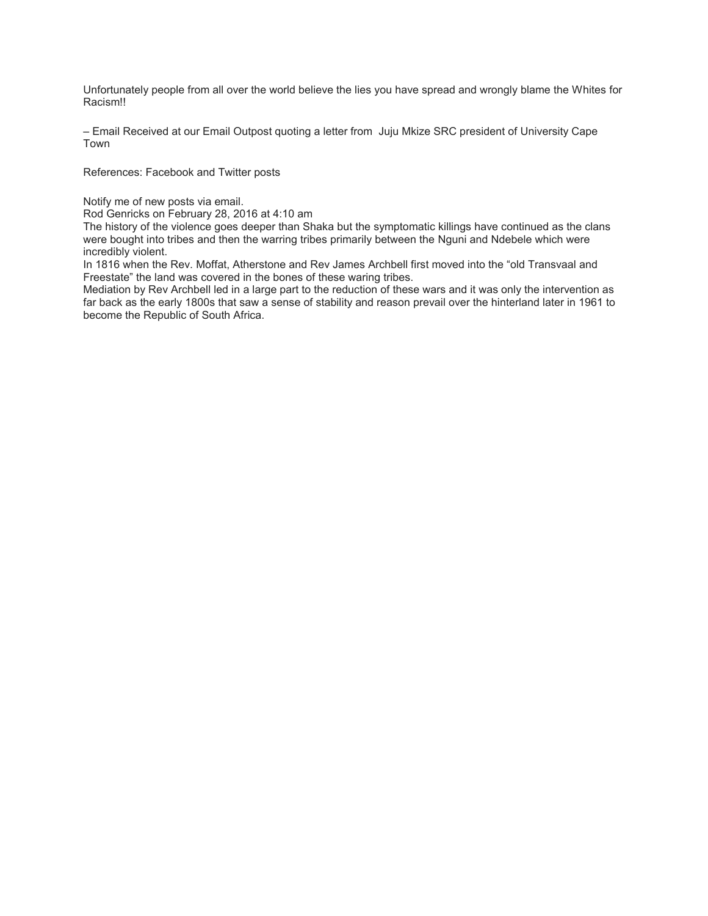Unfortunately people from all over the world believe the lies you have spread and wrongly blame the Whites for Racism!!

– Email Received at our Email Outpost quoting a letter from Juju Mkize SRC president of University Cape Town

References: Facebook and Twitter posts

Notify me of new posts via email.

Rod Genricks on February 28, 2016 at 4:10 am

The history of the violence goes deeper than Shaka but the symptomatic killings have continued as the clans were bought into tribes and then the warring tribes primarily between the Nguni and Ndebele which were incredibly violent.

In 1816 when the Rev. Moffat, Atherstone and Rev James Archbell first moved into the "old Transvaal and Freestate" the land was covered in the bones of these waring tribes.

Mediation by Rev Archbell led in a large part to the reduction of these wars and it was only the intervention as far back as the early 1800s that saw a sense of stability and reason prevail over the hinterland later in 1961 to become the Republic of South Africa.